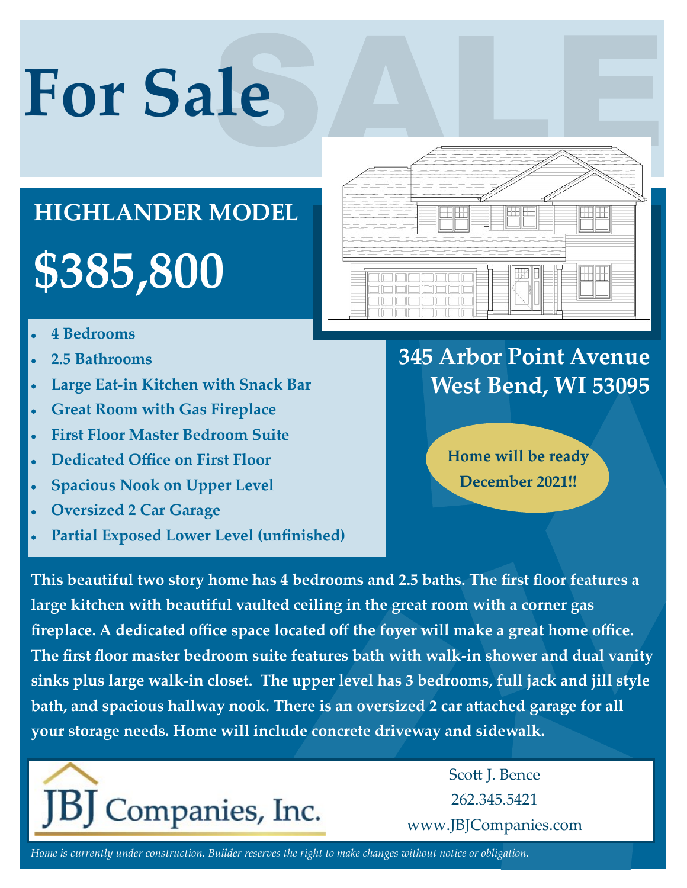# For Sale

## HIGHLANDER MODEL

## $385,800

- **4 Bedrooms**
- **2.5 Bathrooms**
- **Large Eat-in Kitchen with Snack Bar**
- **Great Room with Gas Fireplace**
- **First Floor Master Bedroom Suite**
- **Dedicated Office on First Floor**
- **Spacious Nook on Upper Level**
- **Oversized 2 Car Garage**
- **Partial Exposed Lower Level (unfinished)**

## 345 Arbor Point Avenue
## West Bend, WI 53095

**Home will be ready December 2021!!**

**This beautiful two story home has 4 bedrooms and 2.5 baths. The first floor features a large kitchen with beautiful vaulted ceiling in the great room with a corner gas fireplace. A dedicated office space located off the foyer will make a great home office. The first floor master bedroom suite features bath with walk-in shower and dual vanity sinks plus large walk-in closet. The upper level has 3 bedrooms, full jack and jill style bath, and spacious hallway nook. There is an oversized 2 car attached garage for all your storage needs. Home will include concrete driveway and sidewalk.**

JBJ Companies, Inc.

Scott J. Bence
262.345.5421
www.JBJCompanies.com

*Home is currently under construction. Builder reserves the right to make changes without notice or obligation.*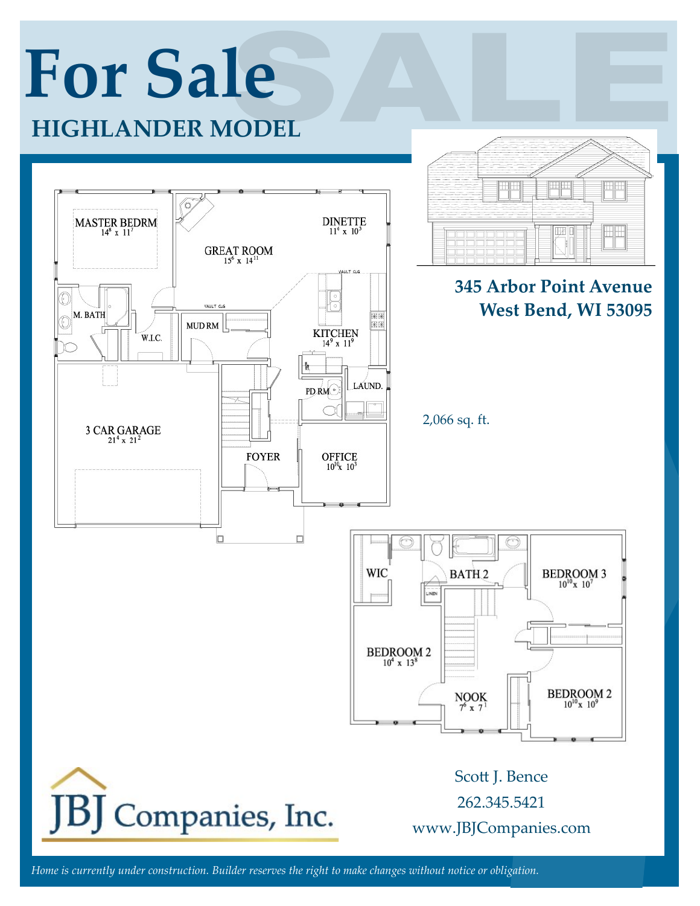# For Sale

## HIGHLANDER MODEL

MASTER BEDRM
$14^8$ x $11^7$

GREAT ROOM
$15^6$ x $14^{11}$

DINETTE
$11^1$ x $10^3$

M. BATH

W.I.C.

MUD RM

KITCHEN
$14^9$ x $11^9$

PD RM

LAUND.

3 CAR GARAGE
$21^4$ x $21^2$

FOYER

OFFICE
$10^{10}$ x $10^3$

WIC

BATH 2

BEDROOM 3
$10^{10}$ x $10^7$

BEDROOM 2
$10^4$ x $13^8$

NOOK
$7^6$ x $7^1$

BEDROOM 2
$10^{10}$ x $10^9$

**345 Arbor Point Avenue**
**West Bend, WI 53095**

2,066 sq. ft.

JBJ Companies, Inc.

Scott J. Bence
262.345.5421
www.JBJCompanies.com

*Home is currently under construction. Builder reserves the right to make changes without notice or obligation.*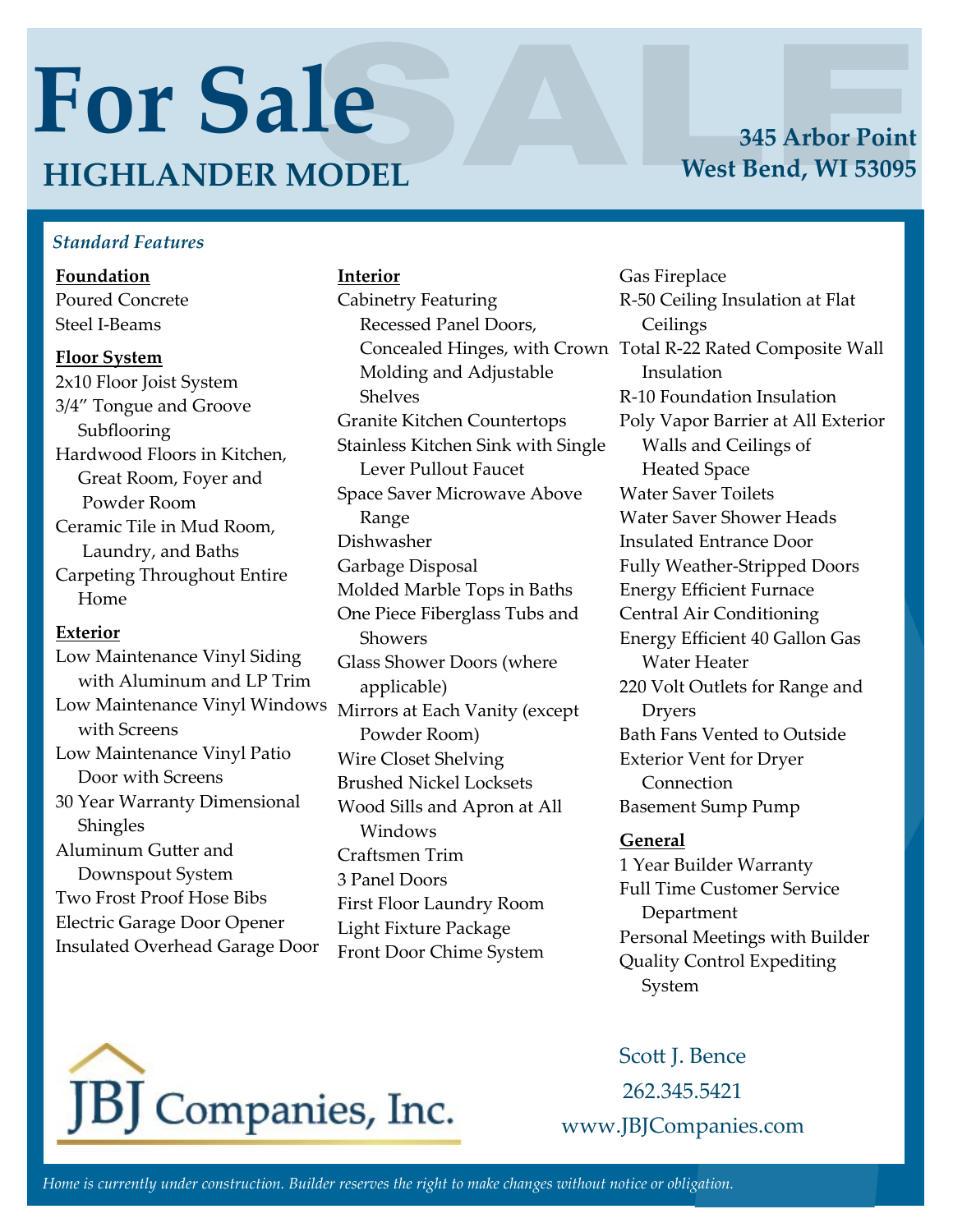# For Sale

## HIGHLANDER MODEL

**345 Arbor Point**
**West Bend, WI 53095**

*Standard Features*

**Foundation**

Poured Concrete
Steel I-Beams

**Floor System**

2x10 Floor Joist System
3/4" Tongue and Groove Subflooring
Hardwood Floors in Kitchen, Great Room, Foyer and Powder Room
Ceramic Tile in Mud Room, Laundry, and Baths
Carpeting Throughout Entire Home

**Exterior**

Low Maintenance Vinyl Siding with Aluminum and LP Trim
Low Maintenance Vinyl Windows with Screens
Low Maintenance Vinyl Patio Door with Screens
30 Year Warranty Dimensional Shingles
Aluminum Gutter and Downspout System
Two Frost Proof Hose Bibs
Electric Garage Door Opener
Insulated Overhead Garage Door

**Interior**

Cabinetry Featuring Recessed Panel Doors, Concealed Hinges, with Crown Molding and Adjustable Shelves
Granite Kitchen Countertops
Stainless Kitchen Sink with Single Lever Pullout Faucet
Space Saver Microwave Above Range
Dishwasher
Garbage Disposal
Molded Marble Tops in Baths
One Piece Fiberglass Tubs and Showers
Glass Shower Doors (where applicable)
Mirrors at Each Vanity (except Powder Room)
Wire Closet Shelving
Brushed Nickel Locksets
Wood Sills and Apron at All Windows
Craftsmen Trim
3 Panel Doors
First Floor Laundry Room
Light Fixture Package
Front Door Chime System
Gas Fireplace
R-50 Ceiling Insulation at Flat Ceilings
Total R-22 Rated Composite Wall Insulation
R-10 Foundation Insulation
Poly Vapor Barrier at All Exterior Walls and Ceilings of Heated Space
Water Saver Toilets
Water Saver Shower Heads
Insulated Entrance Door
Fully Weather-Stripped Doors
Energy Efficient Furnace
Central Air Conditioning
Energy Efficient 40 Gallon Gas Water Heater
220 Volt Outlets for Range and Dryers
Bath Fans Vented to Outside
Exterior Vent for Dryer Connection
Basement Sump Pump

**General**

1 Year Builder Warranty
Full Time Customer Service Department
Personal Meetings with Builder
Quality Control Expediting System

JBJ Companies, Inc.

Scott J. Bence
262.345.5421
www.JBJCompanies.com

*Home is currently under construction. Builder reserves the right to make changes without notice or obligation.*